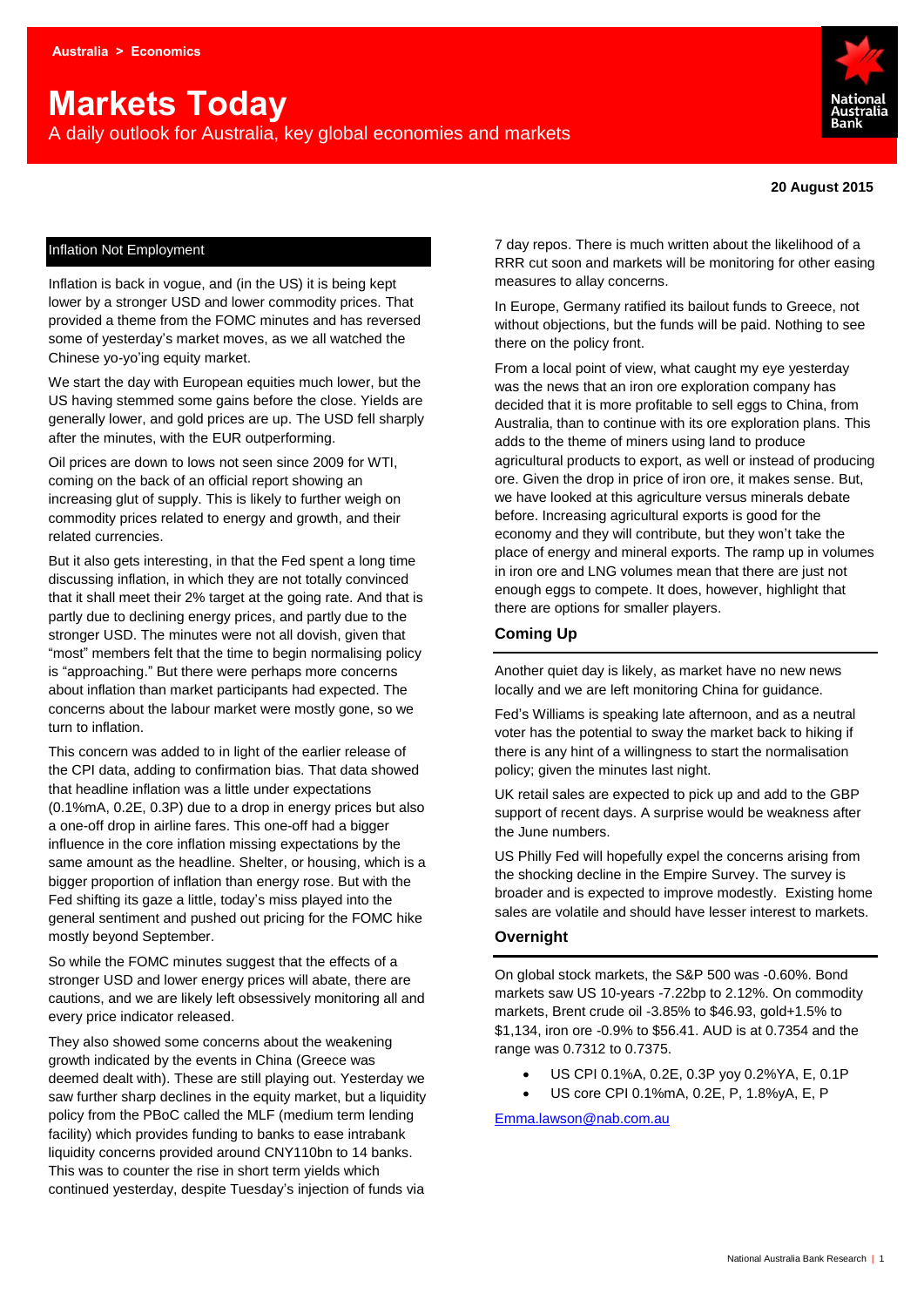Australia > Economics

# Markets Today

A daily outlook for Australia, key global economies and markets

**20 August 2015**

## Inflation Not Employment

Inflation is back in vogue, and (in the US) it is being kept lower by a stronger USD and lower commodity prices. That provided a theme from the FOMC minutes and has reversed some of yesterday's market moves, as we all watched the Chinese yo-yo'ing equity market.

We start the day with European equities much lower, but the US having stemmed some gains before the close. Yields are generally lower, and gold prices are up. The USD fell sharply after the minutes, with the EUR outperforming.

Oil prices are down to lows not seen since 2009 for WTI, coming on the back of an official report showing an increasing glut of supply. This is likely to further weigh on commodity prices related to energy and growth, and their related currencies.

But it also gets interesting, in that the Fed spent a long time discussing inflation, in which they are not totally convinced that it shall meet their 2% target at the going rate. And that is partly due to declining energy prices, and partly due to the stronger USD. The minutes were not all dovish, given that "most" members felt that the time to begin normalising policy is "approaching." But there were perhaps more concerns about inflation than market participants had expected. The concerns about the labour market were mostly gone, so we turn to inflation.

This concern was added to in light of the earlier release of the CPI data, adding to confirmation bias. That data showed that headline inflation was a little under expectations (0.1%mA, 0.2E, 0.3P) due to a drop in energy prices but also a one-off drop in airline fares. This one-off had a bigger influence in the core inflation missing expectations by the same amount as the headline. Shelter, or housing, which is a bigger proportion of inflation than energy rose. But with the Fed shifting its gaze a little, today's miss played into the general sentiment and pushed out pricing for the FOMC hike mostly beyond September.

So while the FOMC minutes suggest that the effects of a stronger USD and lower energy prices will abate, there are cautions, and we are likely left obsessively monitoring all and every price indicator released.

They also showed some concerns about the weakening growth indicated by the events in China (Greece was deemed dealt with). These are still playing out. Yesterday we saw further sharp declines in the equity market, but a liquidity policy from the PBoC called the MLF (medium term lending facility) which provides funding to banks to ease intrabank liquidity concerns provided around CNY110bn to 14 banks. This was to counter the rise in short term yields which continued yesterday, despite Tuesday's injection of funds via 7 day repos. There is much written about the likelihood of a RRR cut soon and markets will be monitoring for other easing measures to allay concerns.

In Europe, Germany ratified its bailout funds to Greece, not without objections, but the funds will be paid. Nothing to see there on the policy front.

From a local point of view, what caught my eye yesterday was the news that an iron ore exploration company has decided that it is more profitable to sell eggs to China, from Australia, than to continue with its ore exploration plans. This adds to the theme of miners using land to produce agricultural products to export, as well or instead of producing ore. Given the drop in price of iron ore, it makes sense. But, we have looked at this agriculture versus minerals debate before. Increasing agricultural exports is good for the economy and they will contribute, but they won't take the place of energy and mineral exports. The ramp up in volumes in iron ore and LNG volumes mean that there are just not enough eggs to compete. It does, however, highlight that there are options for smaller players.

### Coming Up

Another quiet day is likely, as market have no new news locally and we are left monitoring China for guidance.

Fed's Williams is speaking late afternoon, and as a neutral voter has the potential to sway the market back to hiking if there is any hint of a willingness to start the normalisation policy; given the minutes last night.

UK retail sales are expected to pick up and add to the GBP support of recent days. A surprise would be weakness after the June numbers.

US Philly Fed will hopefully expel the concerns arising from the shocking decline in the Empire Survey. The survey is broader and is expected to improve modestly. Existing home sales are volatile and should have lesser interest to markets.

### Overnight

On global stock markets, the S&P 500 was -0.60%. Bond markets saw US 10-years -7.22bp to 2.12%. On commodity markets, Brent crude oil -3.85% to $46.93, gold+1.5% to $1,134, iron ore -0.9% to $56.41. AUD is at 0.7354 and the range was 0.7312 to 0.7375.

- US CPI 0.1%A, 0.2E, 0.3P yoy 0.2%YA, E, 0.1P
- US core CPI 0.1%mA, 0.2E, P, 1.8%yA, E, P

Emma.lawson@nab.com.au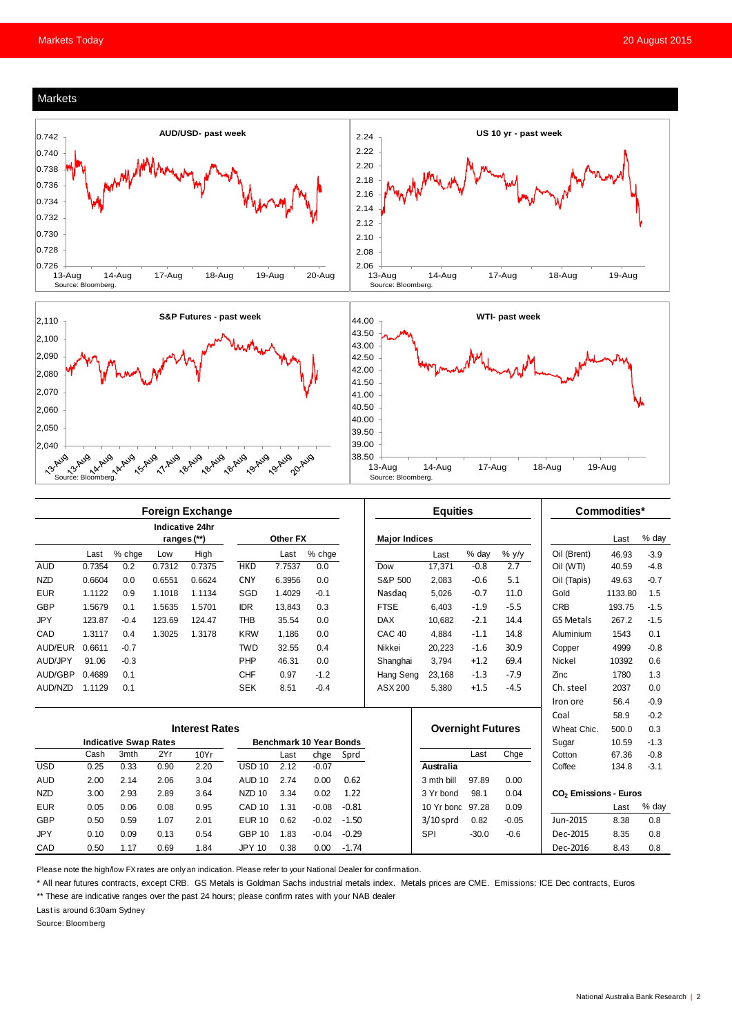## Markets

**AUD/USD- past week**

Source: Bloomberg.

**US 10 yr - past week**

Source: Bloomberg.

**S&P Futures - past week**

Source: Bloomberg.

**WTI- past week**

Source: Bloomberg.

### Foreign Exchange

| | Last | % chge | Indicative 24hr ranges (**) Low | High | Other FX | Last | % chge |
|---|---|---|---|---|---|---|---|
| AUD | 0.7354 | 0.2 | 0.7312 | 0.7375 | HKD | 7.7537 | 0.0 |
| NZD | 0.6604 | 0.0 | 0.6551 | 0.6624 | CNY | 6.3956 | 0.0 |
| EUR | 1.1122 | 0.9 | 1.1018 | 1.1134 | SGD | 1.4029 | -0.1 |
| GBP | 1.5679 | 0.1 | 1.5635 | 1.5701 | IDR | 13,843 | 0.3 |
| JPY | 123.87 | -0.4 | 123.69 | 124.47 | THB | 35.54 | 0.0 |
| CAD | 1.3117 | 0.4 | 1.3025 | 1.3178 | KRW | 1,186 | 0.0 |
| AUD/EUR | 0.6611 | -0.7 | | | TWD | 32.55 | 0.4 |
| AUD/JPY | 91.06 | -0.3 | | | PHP | 46.31 | 0.0 |
| AUD/GBP | 0.4689 | 0.1 | | | CHF | 0.97 | -1.2 |
| AUD/NZD | 1.1129 | 0.1 | | | SEK | 8.51 | -0.4 |

### Equities

| Major Indices | Last | % day | % y/y |
|---|---|---|---|
| Dow | 17,371 | -0.8 | 2.7 |
| S&P 500 | 2,083 | -0.6 | 5.1 |
| Nasdaq | 5,026 | -0.7 | 11.0 |
| FTSE | 6,403 | -1.9 | -5.5 |
| DAX | 10,682 | -2.1 | 14.4 |
| CAC 40 | 4,884 | -1.1 | 14.8 |
| Nikkei | 20,223 | -1.6 | 30.9 |
| Shanghai | 3,794 | +1.2 | 69.4 |
| Hang Seng | 23,168 | -1.3 | -7.9 |
| ASX 200 | 5,380 | +1.5 | -4.5 |

### Commodities*

| | Last | % day |
|---|---|---|
| Oil (Brent) | 46.93 | -3.9 |
| Oil (WTI) | 40.59 | -4.8 |
| Oil (Tapis) | 49.63 | -0.7 |
| Gold | 1133.80 | 1.5 |
| CRB | 193.75 | -1.5 |
| GS Metals | 267.2 | -1.5 |
| Aluminium | 1543 | 0.1 |
| Copper | 4999 | -0.8 |
| Nickel | 10392 | 0.6 |
| Zinc | 1780 | 1.3 |
| Ch. steel | 2037 | 0.0 |
| Iron ore | 56.4 | -0.9 |
| Coal | 58.9 | -0.2 |
| Wheat Chic. | 500.0 | 0.3 |
| Sugar | 10.59 | -1.3 |
| Cotton | 67.36 | -0.8 |
| Coffee | 134.8 | -3.1 |

### Interest Rates

| Indicative Swap Rates | Cash | 3mth | 2Yr | 10Yr | Benchmark 10 Year Bonds | Last | chge | Sprd |
|---|---|---|---|---|---|---|---|---|
| USD | 0.25 | 0.33 | 0.90 | 2.20 | USD 10 | 2.12 | -0.07 | |
| AUD | 2.00 | 2.14 | 2.06 | 3.04 | AUD 10 | 2.74 | 0.00 | 0.62 |
| NZD | 3.00 | 2.93 | 2.89 | 3.64 | NZD 10 | 3.34 | 0.02 | 1.22 |
| EUR | 0.05 | 0.06 | 0.08 | 0.95 | CAD 10 | 1.31 | -0.08 | -0.81 |
| GBP | 0.50 | 0.59 | 1.07 | 2.01 | EUR 10 | 0.62 | -0.02 | -1.50 |
| JPY | 0.10 | 0.09 | 0.13 | 0.54 | GBP 10 | 1.83 | -0.04 | -0.29 |
| CAD | 0.50 | 1.17 | 0.69 | 1.84 | JPY 10 | 0.38 | 0.00 | -1.74 |

### Overnight Futures

| | Last | Chge |
|---|---|---|
| **Australia** | | |
| 3 mth bill | 97.89 | 0.00 |
| 3 Yr bond | 98.1 | 0.04 |
| 10 Yr bond | 97.28 | 0.09 |
| 3/10 sprd | 0.82 | -0.05 |
| SPI | -30.0 | -0.6 |

### $CO_2$ Emissions - Euros

| | Last | % day |
|---|---|---|
| Jun-2015 | 8.38 | 0.8 |
| Dec-2015 | 8.35 | 0.8 |
| Dec-2016 | 8.43 | 0.8 |

Please note the high/low FX rates are only an indication. Please refer to your National Dealer for confirmation.

* All near futures contracts, except CRB. GS Metals is Goldman Sachs industrial metals index. Metals prices are CME. Emissions: ICE Dec contracts, Euros

** These are indicative ranges over the past 24 hours; please confirm rates with your NAB dealer

Last is around 6:30am Sydney

Source: Bloomberg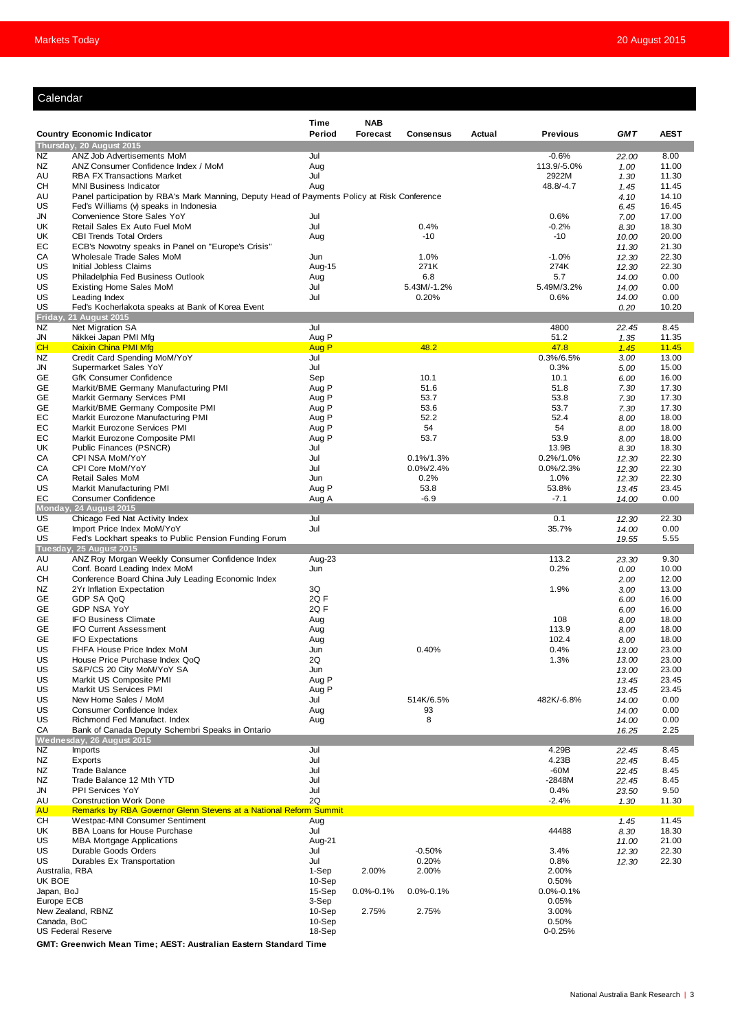## Calendar

| Country | Economic Indicator | Time Period | NAB Forecast | Consensus | Actual | Previous | GMT | AEST |
|---|---|---|---|---|---|---|---|---|
| **Thursday, 20 August 2015** | | | | | | | | |
| NZ | ANZ Job Advertisements MoM | Jul | | | | -0.6% | 22.00 | 8.00 |
| NZ | ANZ Consumer Confidence Index / MoM | Aug | | | | 113.9/-5.0% | 1.00 | 11.00 |
| AU | RBA FX Transactions Market | Jul | | | | 2922M | 1.30 | 11.30 |
| CH | MNI Business Indicator | Aug | | | | 48.8/-4.7 | 1.45 | 11.45 |
| AU | Panel participation by RBA's Mark Manning, Deputy Head of Payments Policy at Risk Conference | | | | | | 4.10 | 14.10 |
| US | Fed's Williams (v) speaks in Indonesia | | | | | | 6.45 | 16.45 |
| JN | Convenience Store Sales YoY | Jul | | | | 0.6% | 7.00 | 17.00 |
| UK | Retail Sales Ex Auto Fuel MoM | Jul | | 0.4% | | -0.2% | 8.30 | 18.30 |
| UK | CBI Trends Total Orders | Aug | | -10 | | -10 | 10.00 | 20.00 |
| EC | ECB's Nowotny speaks in Panel on "Europe's Crisis" | | | | | | 11.30 | 21.30 |
| CA | Wholesale Trade Sales MoM | Jun | | 1.0% | | -1.0% | 12.30 | 22.30 |
| US | Initial Jobless Claims | Aug-15 | | 271K | | 274K | 12.30 | 22.30 |
| US | Philadelphia Fed Business Outlook | Aug | | 6.8 | | 5.7 | 14.00 | 0.00 |
| US | Existing Home Sales MoM | Jul | | 5.43M/-1.2% | | 5.49M/3.2% | 14.00 | 0.00 |
| US | Leading Index | Jul | | 0.20% | | 0.6% | 14.00 | 0.00 |
| US | Fed's Kocherlakota speaks at Bank of Korea Event | | | | | | 0.20 | 10.20 |
| **Friday, 21 August 2015** | | | | | | | | |
| NZ | Net Migration SA | Jul | | | | 4800 | 22.45 | 8.45 |
| JN | Nikkei Japan PMI Mfg | Aug P | | | | 51.2 | 1.35 | 11.35 |
| CH | Caixin China PMI Mfg | Aug P | | 48.2 | | 47.8 | 1.45 | 11.45 |
| NZ | Credit Card Spending MoM/YoY | Jul | | | | 0.3%/6.5% | 3.00 | 13.00 |
| JN | Supermarket Sales YoY | Jul | | | | 0.3% | 5.00 | 15.00 |
| GE | GfK Consumer Confidence | Sep | | 10.1 | | 10.1 | 6.00 | 16.00 |
| GE | Markit/BME Germany Manufacturing PMI | Aug P | | 51.6 | | 51.8 | 7.30 | 17.30 |
| GE | Markit Germany Services PMI | Aug P | | 53.7 | | 53.8 | 7.30 | 17.30 |
| GE | Markit/BME Germany Composite PMI | Aug P | | 53.6 | | 53.7 | 7.30 | 17.30 |
| EC | Markit Eurozone Manufacturing PMI | Aug P | | 52.2 | | 52.4 | 8.00 | 18.00 |
| EC | Markit Eurozone Services PMI | Aug P | | 54 | | 54 | 8.00 | 18.00 |
| EC | Markit Eurozone Composite PMI | Aug P | | 53.7 | | 53.9 | 8.00 | 18.00 |
| UK | Public Finances (PSNCR) | Jul | | | | 13.9B | 8.30 | 18.30 |
| CA | CPI NSA MoM/YoY | Jul | | 0.1%/1.3% | | 0.2%/1.0% | 12.30 | 22.30 |
| CA | CPI Core MoM/YoY | Jul | | 0.0%/2.4% | | 0.0%/2.3% | 12.30 | 22.30 |
| CA | Retail Sales MoM | Jun | | 0.2% | | 1.0% | 12.30 | 22.30 |
| US | Markit Manufacturing PMI | Aug P | | 53.8 | | 53.8% | 13.45 | 23.45 |
| EC | Consumer Confidence | Aug A | | -6.9 | | -7.1 | 14.00 | 0.00 |
| **Monday, 24 August 2015** | | | | | | | | |
| US | Chicago Fed Nat Activity Index | Jul | | | | 0.1 | 12.30 | 22.30 |
| GE | Import Price Index MoM/YoY | Jul | | | | 35.7% | 14.00 | 0.00 |
| US | Fed's Lockhart speaks to Public Pension Funding Forum | | | | | | 19.55 | 5.55 |
| **Tuesday, 25 August 2015** | | | | | | | | |
| AU | ANZ Roy Morgan Weekly Consumer Confidence Index | Aug-23 | | | | 113.2 | 23.30 | 9.30 |
| AU | Conf. Board Leading Index MoM | Jun | | | | 0.2% | 0.00 | 10.00 |
| CH | Conference Board China July Leading Economic Index | | | | | | 2.00 | 12.00 |
| NZ | 2Yr Inflation Expectation | 3Q | | | | 1.9% | 3.00 | 13.00 |
| GE | GDP SA QoQ | 2Q F | | | | | 6.00 | 16.00 |
| GE | GDP NSA YoY | 2Q F | | | | | 6.00 | 16.00 |
| GE | IFO Business Climate | Aug | | | | 108 | 8.00 | 18.00 |
| GE | IFO Current Assessment | Aug | | | | 113.9 | 8.00 | 18.00 |
| GE | IFO Expectations | Aug | | | | 102.4 | 8.00 | 18.00 |
| US | FHFA House Price Index MoM | Jun | | 0.40% | | 0.4% | 13.00 | 23.00 |
| US | House Price Purchase Index QoQ | 2Q | | | | 1.3% | 13.00 | 23.00 |
| US | S&P/CS 20 City MoM/YoY SA | Jun | | | | | 13.00 | 23.00 |
| US | Markit US Composite PMI | Aug P | | | | | 13.45 | 23.45 |
| US | Markit US Services PMI | Aug P | | | | | 13.45 | 23.45 |
| US | New Home Sales / MoM | Jul | | 514K/6.5% | | 482K/-6.8% | 14.00 | 0.00 |
| US | Consumer Confidence Index | Aug | | 93 | | | 14.00 | 0.00 |
| US | Richmond Fed Manufact. Index | Aug | | 8 | | | 14.00 | 0.00 |
| CA | Bank of Canada Deputy Schembri Speaks in Ontario | | | | | | 16.25 | 2.25 |
| **Wednesday, 26 August 2015** | | | | | | | | |
| NZ | Imports | Jul | | | | 4.29B | 22.45 | 8.45 |
| NZ | Exports | Jul | | | | 4.23B | 22.45 | 8.45 |
| NZ | Trade Balance | Jul | | | | -60M | 22.45 | 8.45 |
| NZ | Trade Balance 12 Mth YTD | Jul | | | | -2848M | 22.45 | 8.45 |
| JN | PPI Services YoY | Jul | | | | 0.4% | 23.50 | 9.50 |
| AU | Construction Work Done | 2Q | | | | -2.4% | 1.30 | 11.30 |
| AU | Remarks by RBA Governor Glenn Stevens at a National Reform Summit | | | | | | | |
| CH | Westpac-MNI Consumer Sentiment | Aug | | | | | 1.45 | 11.45 |
| UK | BBA Loans for House Purchase | Jul | | | | 44488 | 8.30 | 18.30 |
| US | MBA Mortgage Applications | Aug-21 | | | | | 11.00 | 21.00 |
| US | Durable Goods Orders | Jul | | -0.50% | | 3.4% | 12.30 | 22.30 |
| US | Durables Ex Transportation | Jul | | 0.20% | | 0.8% | 12.30 | 22.30 |
| Australia, RBA | | 1-Sep | 2.00% | 2.00% | | 2.00% | | |
| UK BOE | | 10-Sep | | | | 0.50% | | |
| Japan, BoJ | | 15-Sep | 0.0%-0.1% | 0.0%-0.1% | | 0.0%-0.1% | | |
| Europe ECB | | 3-Sep | | | | 0.05% | | |
| New Zealand, RBNZ | | 10-Sep | 2.75% | 2.75% | | 3.00% | | |
| Canada, BoC | | 10-Sep | | | | 0.50% | | |
| US Federal Reserve | | 18-Sep | | | | 0-0.25% | | |

**GMT: Greenwich Mean Time; AEST: Australian Eastern Standard Time**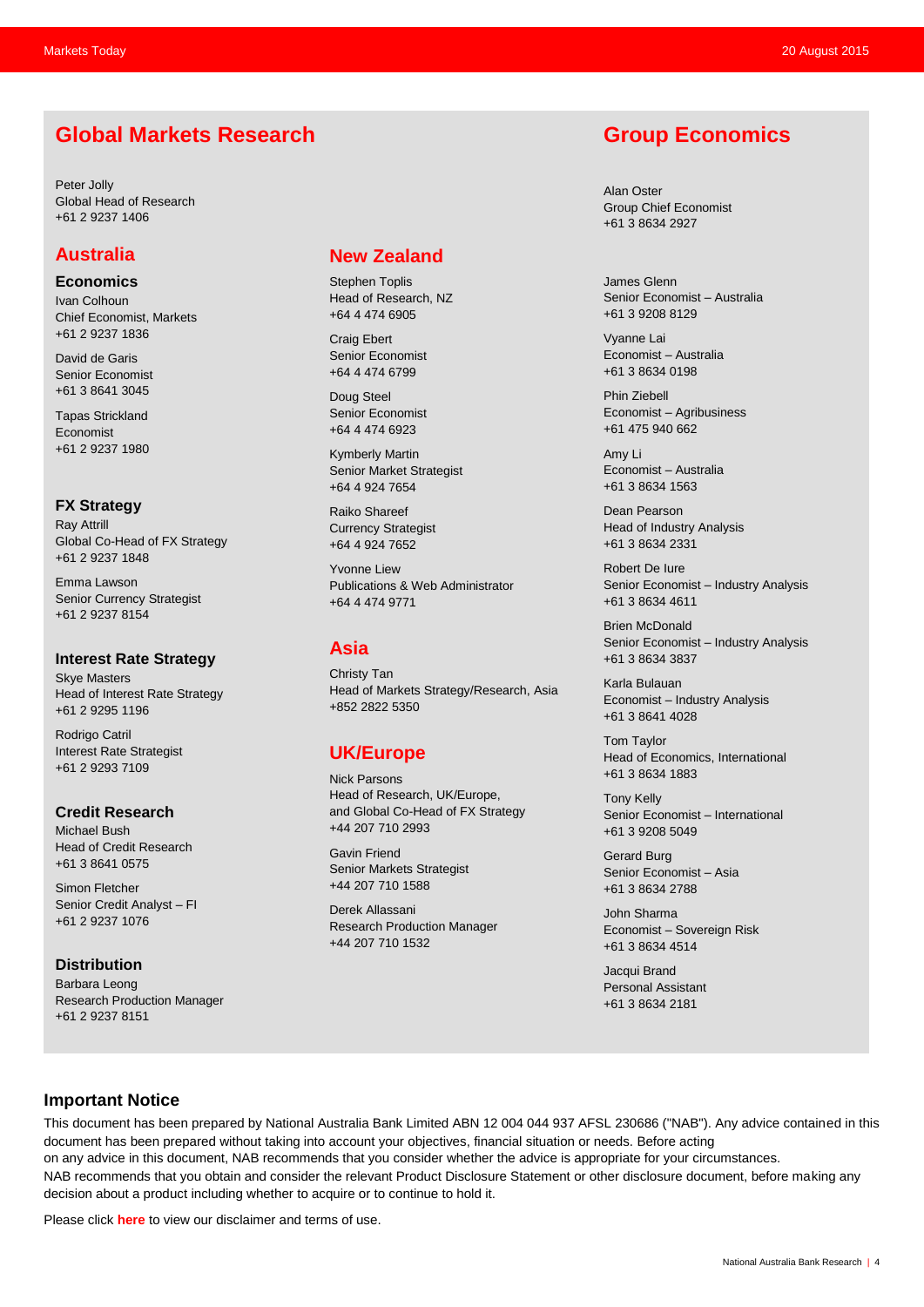# Global Markets Research

Peter Jolly
Global Head of Research
+61 2 9237 1406

## Australia

### Economics

Ivan Colhoun
Chief Economist, Markets
+61 2 9237 1836

David de Garis
Senior Economist
+61 3 8641 3045

Tapas Strickland
Economist
+61 2 9237 1980

### FX Strategy

Ray Attrill
Global Co-Head of FX Strategy
+61 2 9237 1848

Emma Lawson
Senior Currency Strategist
+61 2 9237 8154

### Interest Rate Strategy

Skye Masters
Head of Interest Rate Strategy
+61 2 9295 1196

Rodrigo Catril
Interest Rate Strategist
+61 2 9293 7109

### Credit Research

Michael Bush
Head of Credit Research
+61 3 8641 0575

Simon Fletcher
Senior Credit Analyst – FI
+61 2 9237 1076

### Distribution

Barbara Leong
Research Production Manager
+61 2 9237 8151

## New Zealand

Stephen Toplis
Head of Research, NZ
+64 4 474 6905

Craig Ebert
Senior Economist
+64 4 474 6799

Doug Steel
Senior Economist
+64 4 474 6923

Kymberly Martin
Senior Market Strategist
+64 4 924 7654

Raiko Shareef
Currency Strategist
+64 4 924 7652

Yvonne Liew
Publications & Web Administrator
+64 4 474 9771

## Asia

Christy Tan
Head of Markets Strategy/Research, Asia
+852 2822 5350

## UK/Europe

Nick Parsons
Head of Research, UK/Europe,
and Global Co-Head of FX Strategy
+44 207 710 2993

Gavin Friend
Senior Markets Strategist
+44 207 710 1588

Derek Allassani
Research Production Manager
+44 207 710 1532

# Group Economics

Alan Oster
Group Chief Economist
+61 3 8634 2927

James Glenn
Senior Economist – Australia
+61 3 9208 8129

Vyanne Lai
Economist – Australia
+61 3 8634 0198

Phin Ziebell
Economist – Agribusiness
+61 475 940 662

Amy Li
Economist – Australia
+61 3 8634 1563

Dean Pearson
Head of Industry Analysis
+61 3 8634 2331

Robert De Iure
Senior Economist – Industry Analysis
+61 3 8634 4611

Brien McDonald
Senior Economist – Industry Analysis
+61 3 8634 3837

Karla Bulauan
Economist – Industry Analysis
+61 3 8641 4028

Tom Taylor
Head of Economics, International
+61 3 8634 1883

Tony Kelly
Senior Economist – International
+61 3 9208 5049

Gerard Burg
Senior Economist – Asia
+61 3 8634 2788

John Sharma
Economist – Sovereign Risk
+61 3 8634 4514

Jacqui Brand
Personal Assistant
+61 3 8634 2181

## Important Notice

This document has been prepared by National Australia Bank Limited ABN 12 004 044 937 AFSL 230686 ("NAB"). Any advice contained in this document has been prepared without taking into account your objectives, financial situation or needs. Before acting on any advice in this document, NAB recommends that you consider whether the advice is appropriate for your circumstances. NAB recommends that you obtain and consider the relevant Product Disclosure Statement or other disclosure document, before making any decision about a product including whether to acquire or to continue to hold it.

Please click **here** to view our disclaimer and terms of use.